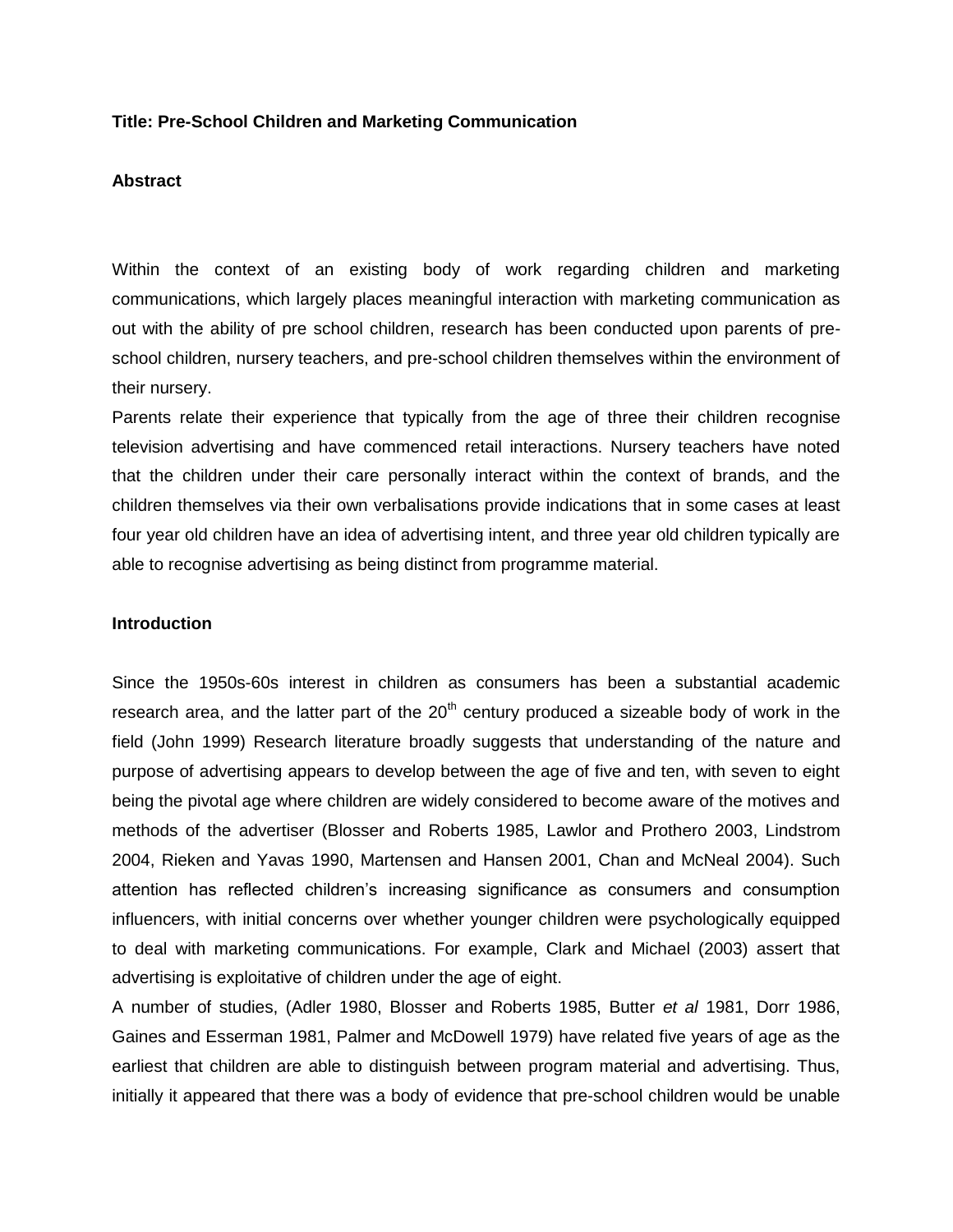**Title: Pre-School Children and Marketing Communication**

**Abstract**

Within the context of an existing body of work regarding children and marketing communications, which largely places meaningful interaction with marketing communication as out with the ability of pre school children, research has been conducted upon parents of pre-school children, nursery teachers, and pre-school children themselves within the environment of their nursery.

Parents relate their experience that typically from the age of three their children recognise television advertising and have commenced retail interactions. Nursery teachers have noted that the children under their care personally interact within the context of brands, and the children themselves via their own verbalisations provide indications that in some cases at least four year old children have an idea of advertising intent, and three year old children typically are able to recognise advertising as being distinct from programme material.

**Introduction**

Since the 1950s-60s interest in children as consumers has been a substantial academic research area, and the latter part of the 20th century produced a sizeable body of work in the field (John 1999) Research literature broadly suggests that understanding of the nature and purpose of advertising appears to develop between the age of five and ten, with seven to eight being the pivotal age where children are widely considered to become aware of the motives and methods of the advertiser (Blosser and Roberts 1985, Lawlor and Prothero 2003, Lindstrom 2004, Rieken and Yavas 1990, Martensen and Hansen 2001, Chan and McNeal 2004). Such attention has reflected children's increasing significance as consumers and consumption influencers, with initial concerns over whether younger children were psychologically equipped to deal with marketing communications. For example, Clark and Michael (2003) assert that advertising is exploitative of children under the age of eight.

A number of studies, (Adler 1980, Blosser and Roberts 1985, Butter *et al* 1981, Dorr 1986, Gaines and Esserman 1981, Palmer and McDowell 1979) have related five years of age as the earliest that children are able to distinguish between program material and advertising. Thus, initially it appeared that there was a body of evidence that pre-school children would be unable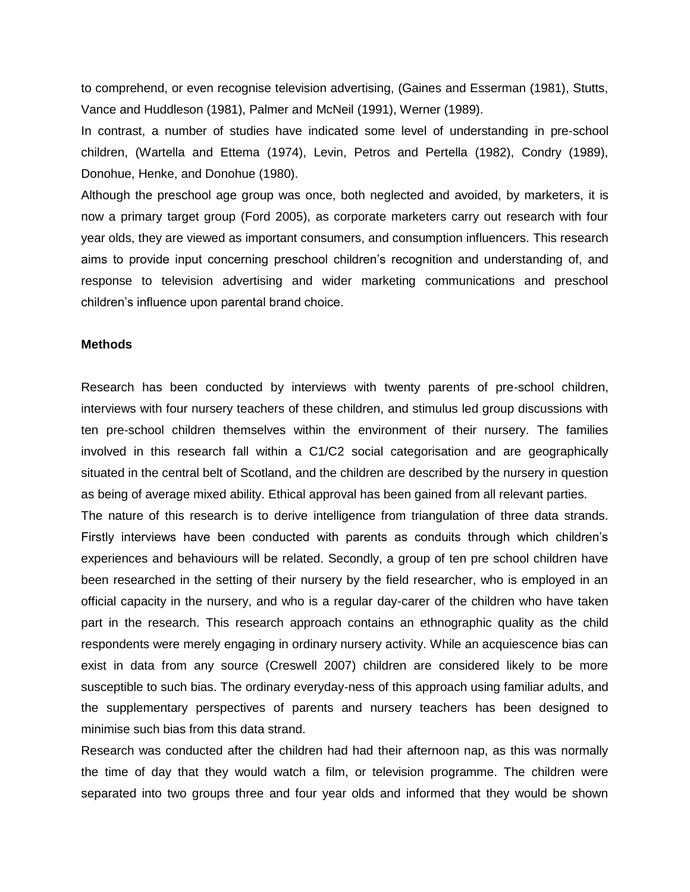to comprehend, or even recognise television advertising, (Gaines and Esserman (1981), Stutts, Vance and Huddleson (1981), Palmer and McNeil (1991), Werner (1989).

In contrast, a number of studies have indicated some level of understanding in pre-school children, (Wartella and Ettema (1974), Levin, Petros and Pertella (1982), Condry (1989), Donohue, Henke, and Donohue (1980).

Although the preschool age group was once, both neglected and avoided, by marketers, it is now a primary target group (Ford 2005), as corporate marketers carry out research with four year olds, they are viewed as important consumers, and consumption influencers. This research aims to provide input concerning preschool children's recognition and understanding of, and response to television advertising and wider marketing communications and preschool children's influence upon parental brand choice.

**Methods**

Research has been conducted by interviews with twenty parents of pre-school children, interviews with four nursery teachers of these children, and stimulus led group discussions with ten pre-school children themselves within the environment of their nursery. The families involved in this research fall within a C1/C2 social categorisation and are geographically situated in the central belt of Scotland, and the children are described by the nursery in question as being of average mixed ability. Ethical approval has been gained from all relevant parties.

The nature of this research is to derive intelligence from triangulation of three data strands. Firstly interviews have been conducted with parents as conduits through which children's experiences and behaviours will be related. Secondly, a group of ten pre school children have been researched in the setting of their nursery by the field researcher, who is employed in an official capacity in the nursery, and who is a regular day-carer of the children who have taken part in the research. This research approach contains an ethnographic quality as the child respondents were merely engaging in ordinary nursery activity. While an acquiescence bias can exist in data from any source (Creswell 2007) children are considered likely to be more susceptible to such bias. The ordinary everyday-ness of this approach using familiar adults, and the supplementary perspectives of parents and nursery teachers has been designed to minimise such bias from this data strand.

Research was conducted after the children had had their afternoon nap, as this was normally the time of day that they would watch a film, or television programme. The children were separated into two groups three and four year olds and informed that they would be shown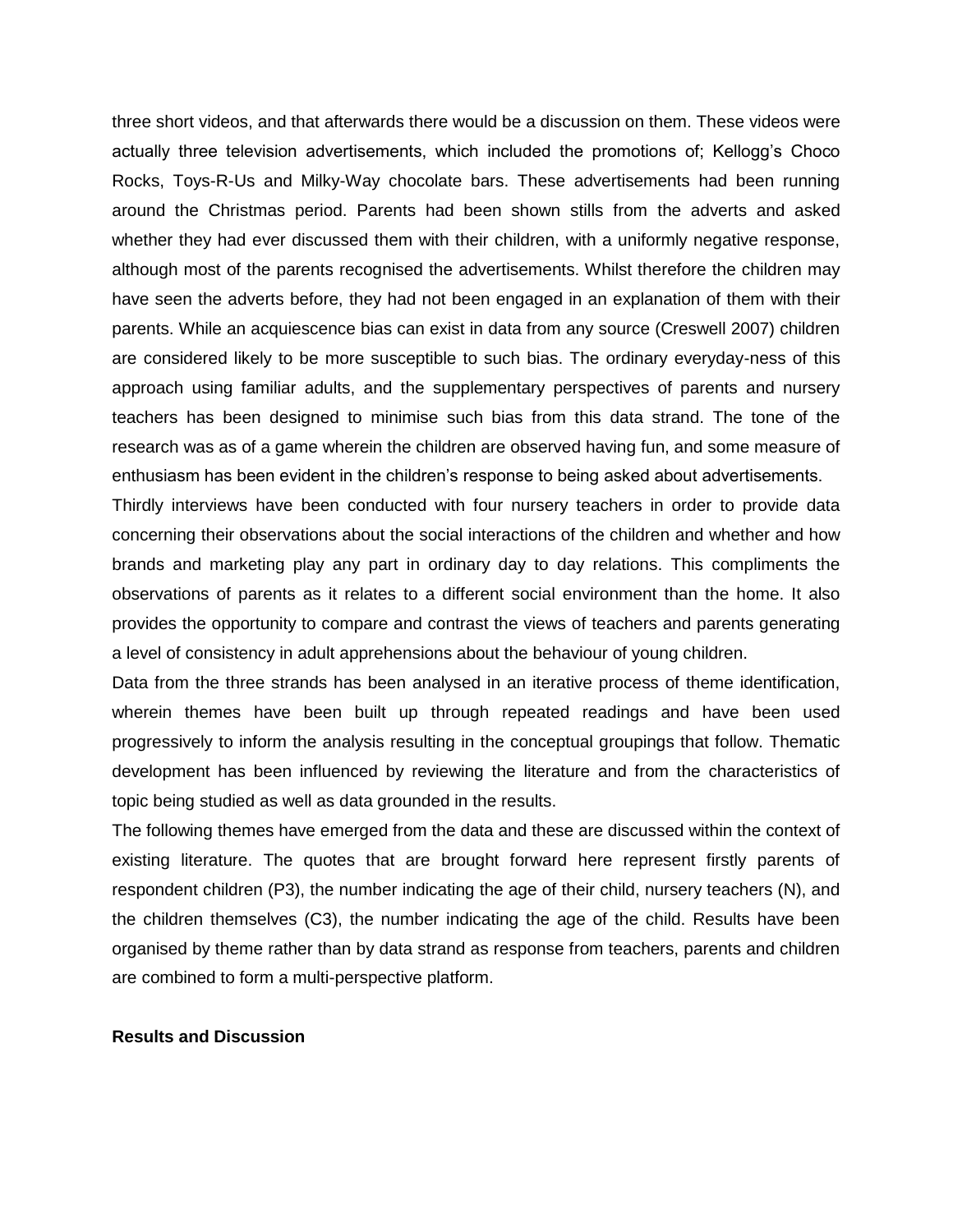three short videos, and that afterwards there would be a discussion on them. These videos were actually three television advertisements, which included the promotions of; Kellogg's Choco Rocks, Toys-R-Us and Milky-Way chocolate bars. These advertisements had been running around the Christmas period. Parents had been shown stills from the adverts and asked whether they had ever discussed them with their children, with a uniformly negative response, although most of the parents recognised the advertisements. Whilst therefore the children may have seen the adverts before, they had not been engaged in an explanation of them with their parents. While an acquiescence bias can exist in data from any source (Creswell 2007) children are considered likely to be more susceptible to such bias. The ordinary everyday-ness of this approach using familiar adults, and the supplementary perspectives of parents and nursery teachers has been designed to minimise such bias from this data strand. The tone of the research was as of a game wherein the children are observed having fun, and some measure of enthusiasm has been evident in the children's response to being asked about advertisements.

Thirdly interviews have been conducted with four nursery teachers in order to provide data concerning their observations about the social interactions of the children and whether and how brands and marketing play any part in ordinary day to day relations. This compliments the observations of parents as it relates to a different social environment than the home. It also provides the opportunity to compare and contrast the views of teachers and parents generating a level of consistency in adult apprehensions about the behaviour of young children.

Data from the three strands has been analysed in an iterative process of theme identification, wherein themes have been built up through repeated readings and have been used progressively to inform the analysis resulting in the conceptual groupings that follow. Thematic development has been influenced by reviewing the literature and from the characteristics of topic being studied as well as data grounded in the results.

The following themes have emerged from the data and these are discussed within the context of existing literature. The quotes that are brought forward here represent firstly parents of respondent children (P3), the number indicating the age of their child, nursery teachers (N), and the children themselves (C3), the number indicating the age of the child. Results have been organised by theme rather than by data strand as response from teachers, parents and children are combined to form a multi-perspective platform.

## Results and Discussion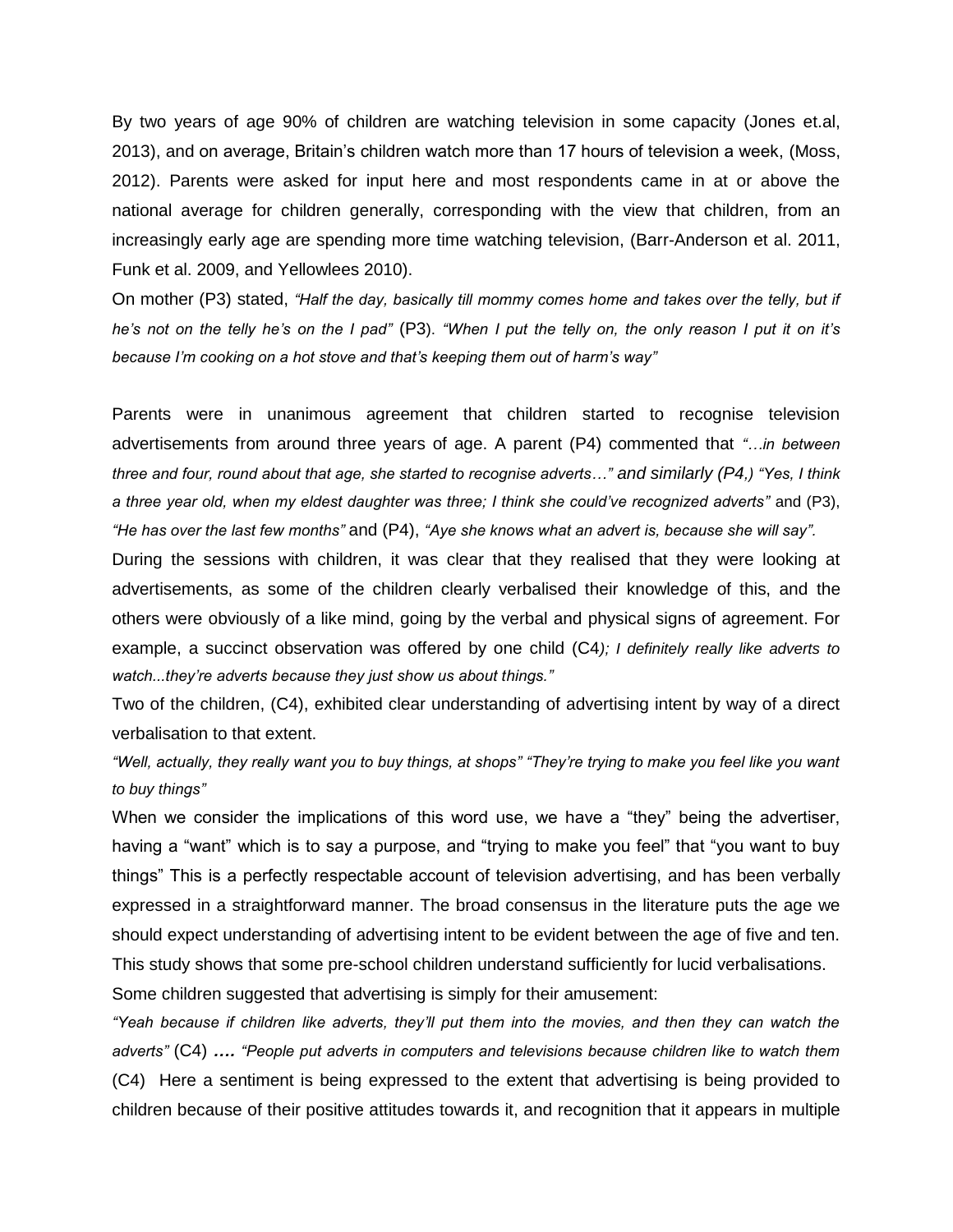By two years of age 90% of children are watching television in some capacity (Jones et.al, 2013), and on average, Britain's children watch more than 17 hours of television a week, (Moss, 2012). Parents were asked for input here and most respondents came in at or above the national average for children generally, corresponding with the view that children, from an increasingly early age are spending more time watching television, (Barr-Anderson et al. 2011, Funk et al. 2009, and Yellowlees 2010).

On mother (P3) stated, *"Half the day, basically till mommy comes home and takes over the telly, but if he's not on the telly he's on the I pad"* (P3). *"When I put the telly on, the only reason I put it on it's because I'm cooking on a hot stove and that's keeping them out of harm's way"*

Parents were in unanimous agreement that children started to recognise television advertisements from around three years of age. A parent (P4) commented that *"…in between three and four, round about that age, she started to recognise adverts…"* and similarly (P4,) *"Yes, I think a three year old, when my eldest daughter was three; I think she could've recognized adverts"* and (P3), *"He has over the last few months"* and (P4), *"Aye she knows what an advert is, because she will say".*

During the sessions with children, it was clear that they realised that they were looking at advertisements, as some of the children clearly verbalised their knowledge of this, and the others were obviously of a like mind, going by the verbal and physical signs of agreement. For example, a succinct observation was offered by one child (C4*); I definitely really like adverts to watch...they're adverts because they just show us about things."*

Two of the children, (C4), exhibited clear understanding of advertising intent by way of a direct verbalisation to that extent.

*"Well, actually, they really want you to buy things, at shops" "They're trying to make you feel like you want to buy things"*

When we consider the implications of this word use, we have a "they" being the advertiser, having a "want" which is to say a purpose, and "trying to make you feel" that "you want to buy things" This is a perfectly respectable account of television advertising, and has been verbally expressed in a straightforward manner. The broad consensus in the literature puts the age we should expect understanding of advertising intent to be evident between the age of five and ten. This study shows that some pre-school children understand sufficiently for lucid verbalisations.

Some children suggested that advertising is simply for their amusement:

*"Yeah because if children like adverts, they'll put them into the movies, and then they can watch the adverts"* (C4) ***….*** *"People put adverts in computers and televisions because children like to watch them* (C4) Here a sentiment is being expressed to the extent that advertising is being provided to children because of their positive attitudes towards it, and recognition that it appears in multiple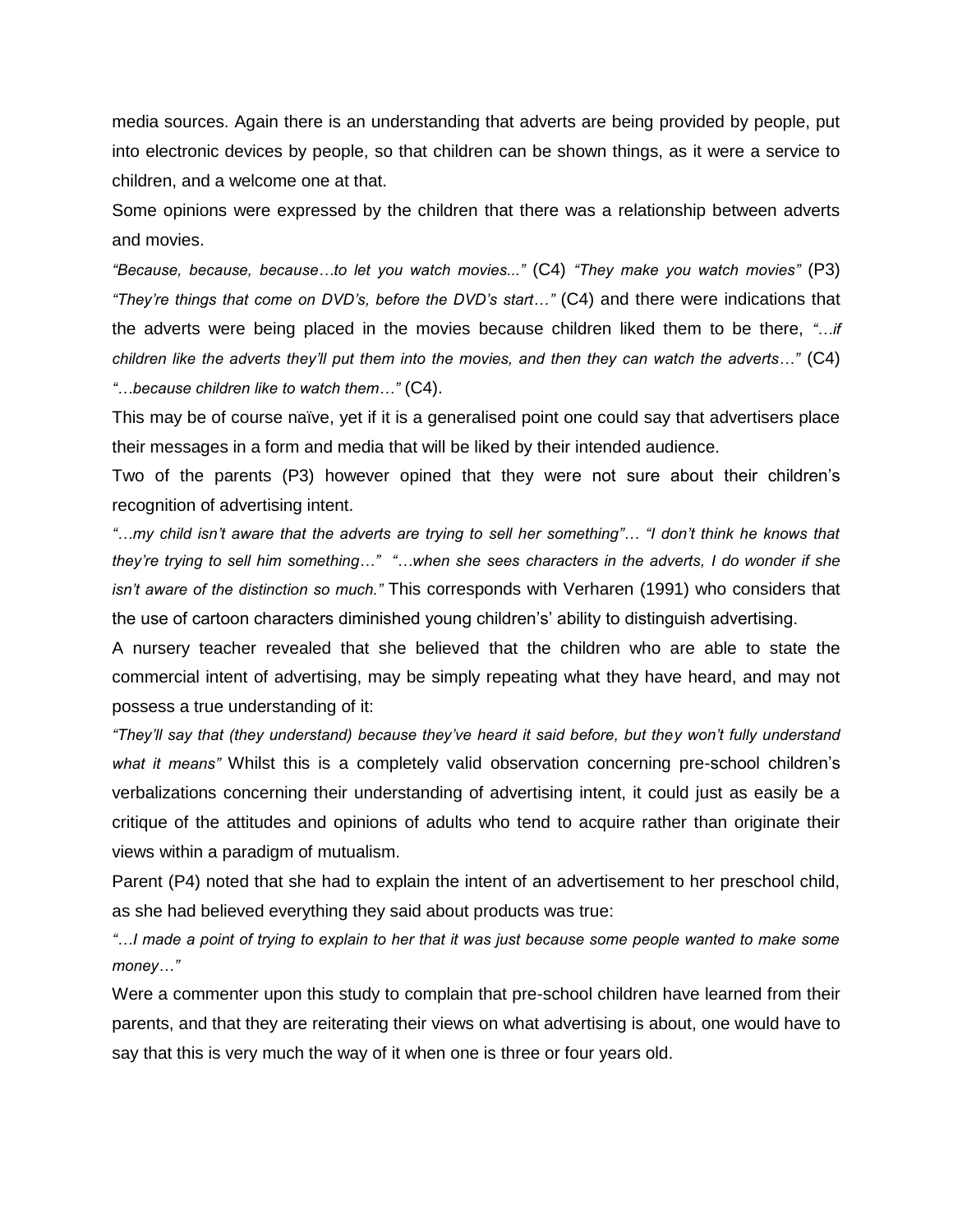media sources. Again there is an understanding that adverts are being provided by people, put into electronic devices by people, so that children can be shown things, as it were a service to children, and a welcome one at that.

Some opinions were expressed by the children that there was a relationship between adverts and movies.

*"Because, because, because…to let you watch movies..."* (C4) *"They make you watch movies"* (P3) *"They're things that come on DVD's, before the DVD's start…"* (C4) and there were indications that the adverts were being placed in the movies because children liked them to be there, *"…if children like the adverts they'll put them into the movies, and then they can watch the adverts…"* (C4) *"…because children like to watch them…"* (C4).

This may be of course naïve, yet if it is a generalised point one could say that advertisers place their messages in a form and media that will be liked by their intended audience.

Two of the parents (P3) however opined that they were not sure about their children's recognition of advertising intent.

*"…my child isn't aware that the adverts are trying to sell her something"… "I don't think he knows that they're trying to sell him something…" "…when she sees characters in the adverts, I do wonder if she isn't aware of the distinction so much."* This corresponds with Verharen (1991) who considers that the use of cartoon characters diminished young children's' ability to distinguish advertising.

A nursery teacher revealed that she believed that the children who are able to state the commercial intent of advertising, may be simply repeating what they have heard, and may not possess a true understanding of it:

*"They'll say that (they understand) because they've heard it said before, but they won't fully understand what it means"* Whilst this is a completely valid observation concerning pre-school children's verbalizations concerning their understanding of advertising intent, it could just as easily be a critique of the attitudes and opinions of adults who tend to acquire rather than originate their views within a paradigm of mutualism.

Parent (P4) noted that she had to explain the intent of an advertisement to her preschool child, as she had believed everything they said about products was true:

*"…I made a point of trying to explain to her that it was just because some people wanted to make some money…"*

Were a commenter upon this study to complain that pre-school children have learned from their parents, and that they are reiterating their views on what advertising is about, one would have to say that this is very much the way of it when one is three or four years old.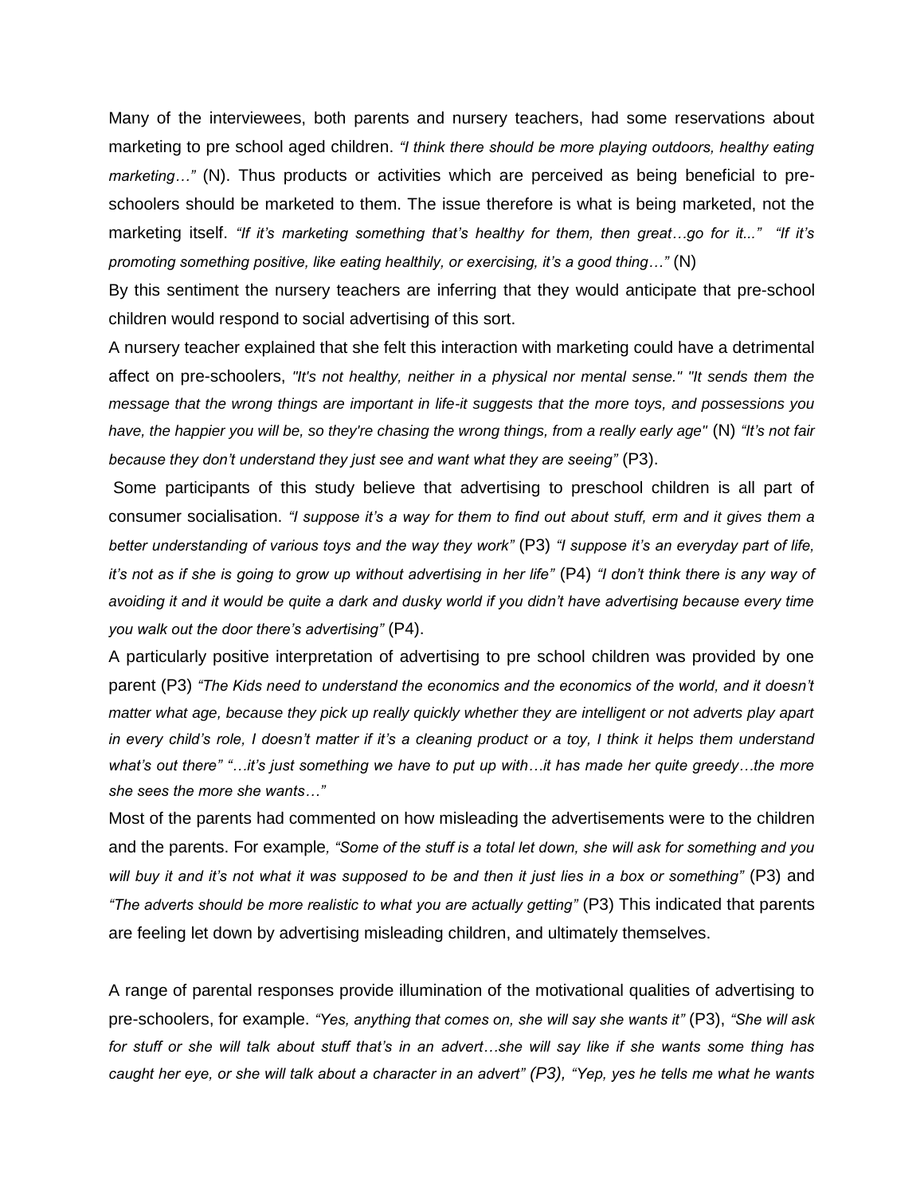Many of the interviewees, both parents and nursery teachers, had some reservations about marketing to pre school aged children. *"I think there should be more playing outdoors, healthy eating marketing…"* (N). Thus products or activities which are perceived as being beneficial to pre-schoolers should be marketed to them. The issue therefore is what is being marketed, not the marketing itself. *"If it's marketing something that's healthy for them, then great…go for it..."* *"If it's promoting something positive, like eating healthily, or exercising, it's a good thing…"* (N)

By this sentiment the nursery teachers are inferring that they would anticipate that pre-school children would respond to social advertising of this sort.

A nursery teacher explained that she felt this interaction with marketing could have a detrimental affect on pre-schoolers, *"It's not healthy, neither in a physical nor mental sense." "It sends them the message that the wrong things are important in life-it suggests that the more toys, and possessions you have, the happier you will be, so they're chasing the wrong things, from a really early age"* (N) *"It's not fair because they don't understand they just see and want what they are seeing"* (P3).

Some participants of this study believe that advertising to preschool children is all part of consumer socialisation. *"I suppose it's a way for them to find out about stuff, erm and it gives them a better understanding of various toys and the way they work"* (P3) *"I suppose it's an everyday part of life, it's not as if she is going to grow up without advertising in her life"* (P4) *"I don't think there is any way of avoiding it and it would be quite a dark and dusky world if you didn't have advertising because every time you walk out the door there's advertising"* (P4).

A particularly positive interpretation of advertising to pre school children was provided by one parent (P3) *"The Kids need to understand the economics and the economics of the world, and it doesn't matter what age, because they pick up really quickly whether they are intelligent or not adverts play apart in every child's role, I doesn't matter if it's a cleaning product or a toy, I think it helps them understand what's out there" "…it's just something we have to put up with…it has made her quite greedy…the more she sees the more she wants…"*

Most of the parents had commented on how misleading the advertisements were to the children and the parents. For example*, "Some of the stuff is a total let down, she will ask for something and you will buy it and it's not what it was supposed to be and then it just lies in a box or something"* (P3) and *"The adverts should be more realistic to what you are actually getting"* (P3) This indicated that parents are feeling let down by advertising misleading children, and ultimately themselves.

A range of parental responses provide illumination of the motivational qualities of advertising to pre-schoolers, for example. *"Yes, anything that comes on, she will say she wants it"* (P3), *"She will ask for stuff or she will talk about stuff that's in an advert…she will say like if she wants some thing has caught her eye, or she will talk about a character in an advert" (P3), "Yep, yes he tells me what he wants*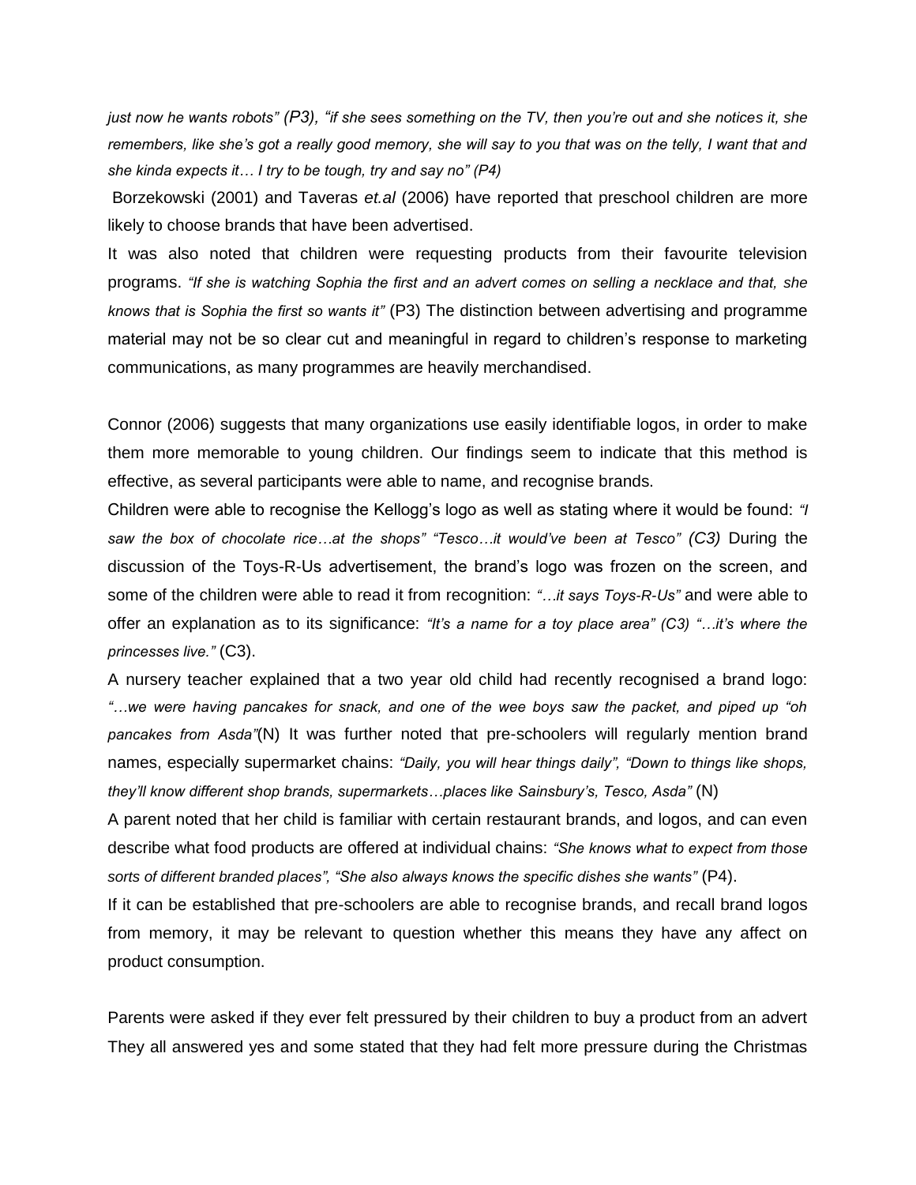*just now he wants robots" (P3), "if she sees something on the TV, then you're out and she notices it, she remembers, like she's got a really good memory, she will say to you that was on the telly, I want that and she kinda expects it… I try to be tough, try and say no" (P4)*

Borzekowski (2001) and Taveras *et.al* (2006) have reported that preschool children are more likely to choose brands that have been advertised.

It was also noted that children were requesting products from their favourite television programs. *"If she is watching Sophia the first and an advert comes on selling a necklace and that, she knows that is Sophia the first so wants it"* (P3) The distinction between advertising and programme material may not be so clear cut and meaningful in regard to children's response to marketing communications, as many programmes are heavily merchandised.

Connor (2006) suggests that many organizations use easily identifiable logos, in order to make them more memorable to young children. Our findings seem to indicate that this method is effective, as several participants were able to name, and recognise brands.

Children were able to recognise the Kellogg's logo as well as stating where it would be found: *"I saw the box of chocolate rice…at the shops" "Tesco…it would've been at Tesco" (C3)* During the discussion of the Toys-R-Us advertisement, the brand's logo was frozen on the screen, and some of the children were able to read it from recognition: *"…it says Toys-R-Us"* and were able to offer an explanation as to its significance: *"It's a name for a toy place area" (C3) "…it's where the princesses live."* (C3).

A nursery teacher explained that a two year old child had recently recognised a brand logo: *"…we were having pancakes for snack, and one of the wee boys saw the packet, and piped up "oh pancakes from Asda"*(N) It was further noted that pre-schoolers will regularly mention brand names, especially supermarket chains: *"Daily, you will hear things daily", "Down to things like shops, they'll know different shop brands, supermarkets…places like Sainsbury's, Tesco, Asda"* (N)

A parent noted that her child is familiar with certain restaurant brands, and logos, and can even describe what food products are offered at individual chains: *"She knows what to expect from those sorts of different branded places", "She also always knows the specific dishes she wants"* (P4).

If it can be established that pre-schoolers are able to recognise brands, and recall brand logos from memory, it may be relevant to question whether this means they have any affect on product consumption.

Parents were asked if they ever felt pressured by their children to buy a product from an advert They all answered yes and some stated that they had felt more pressure during the Christmas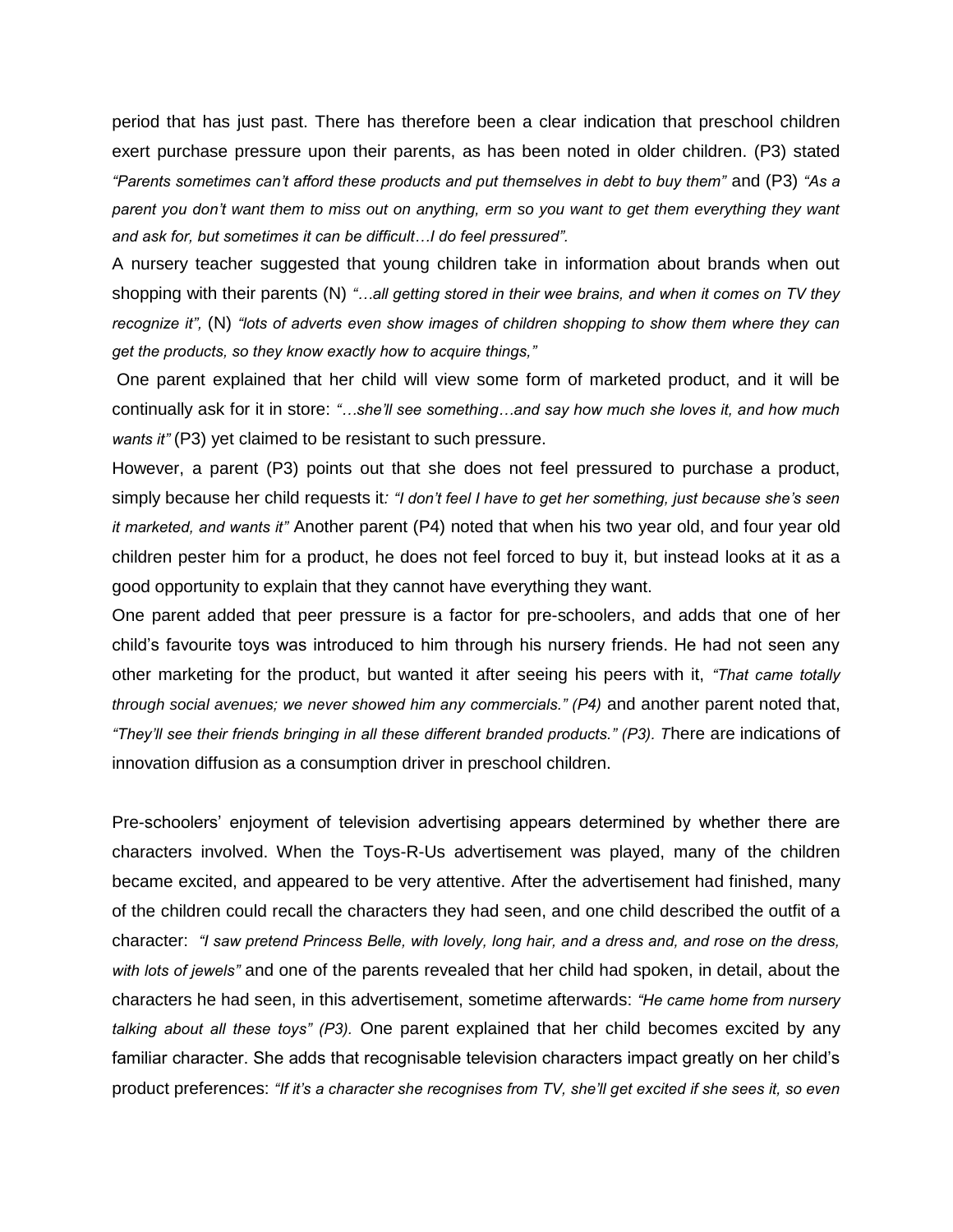period that has just past. There has therefore been a clear indication that preschool children exert purchase pressure upon their parents, as has been noted in older children. (P3) stated *"Parents sometimes can't afford these products and put themselves in debt to buy them"* and (P3) *"As a parent you don't want them to miss out on anything, erm so you want to get them everything they want and ask for, but sometimes it can be difficult…I do feel pressured".*

A nursery teacher suggested that young children take in information about brands when out shopping with their parents (N) *"…all getting stored in their wee brains, and when it comes on TV they recognize it",* (N) *"lots of adverts even show images of children shopping to show them where they can get the products, so they know exactly how to acquire things,"*

One parent explained that her child will view some form of marketed product, and it will be continually ask for it in store: *"…she'll see something…and say how much she loves it, and how much wants it"* (P3) yet claimed to be resistant to such pressure.

However, a parent (P3) points out that she does not feel pressured to purchase a product, simply because her child requests it*: "I don't feel I have to get her something, just because she's seen it marketed, and wants it"* Another parent (P4) noted that when his two year old, and four year old children pester him for a product, he does not feel forced to buy it, but instead looks at it as a good opportunity to explain that they cannot have everything they want.

One parent added that peer pressure is a factor for pre-schoolers, and adds that one of her child's favourite toys was introduced to him through his nursery friends. He had not seen any other marketing for the product, but wanted it after seeing his peers with it, *"That came totally through social avenues; we never showed him any commercials." (P4)* and another parent noted that, *"They'll see their friends bringing in all these different branded products." (P3).* There are indications of innovation diffusion as a consumption driver in preschool children.

Pre-schoolers' enjoyment of television advertising appears determined by whether there are characters involved. When the Toys-R-Us advertisement was played, many of the children became excited, and appeared to be very attentive. After the advertisement had finished, many of the children could recall the characters they had seen, and one child described the outfit of a character: *"I saw pretend Princess Belle, with lovely, long hair, and a dress and, and rose on the dress, with lots of jewels"* and one of the parents revealed that her child had spoken, in detail, about the characters he had seen, in this advertisement, sometime afterwards: *"He came home from nursery talking about all these toys" (P3).* One parent explained that her child becomes excited by any familiar character. She adds that recognisable television characters impact greatly on her child's product preferences: *"If it's a character she recognises from TV, she'll get excited if she sees it, so even*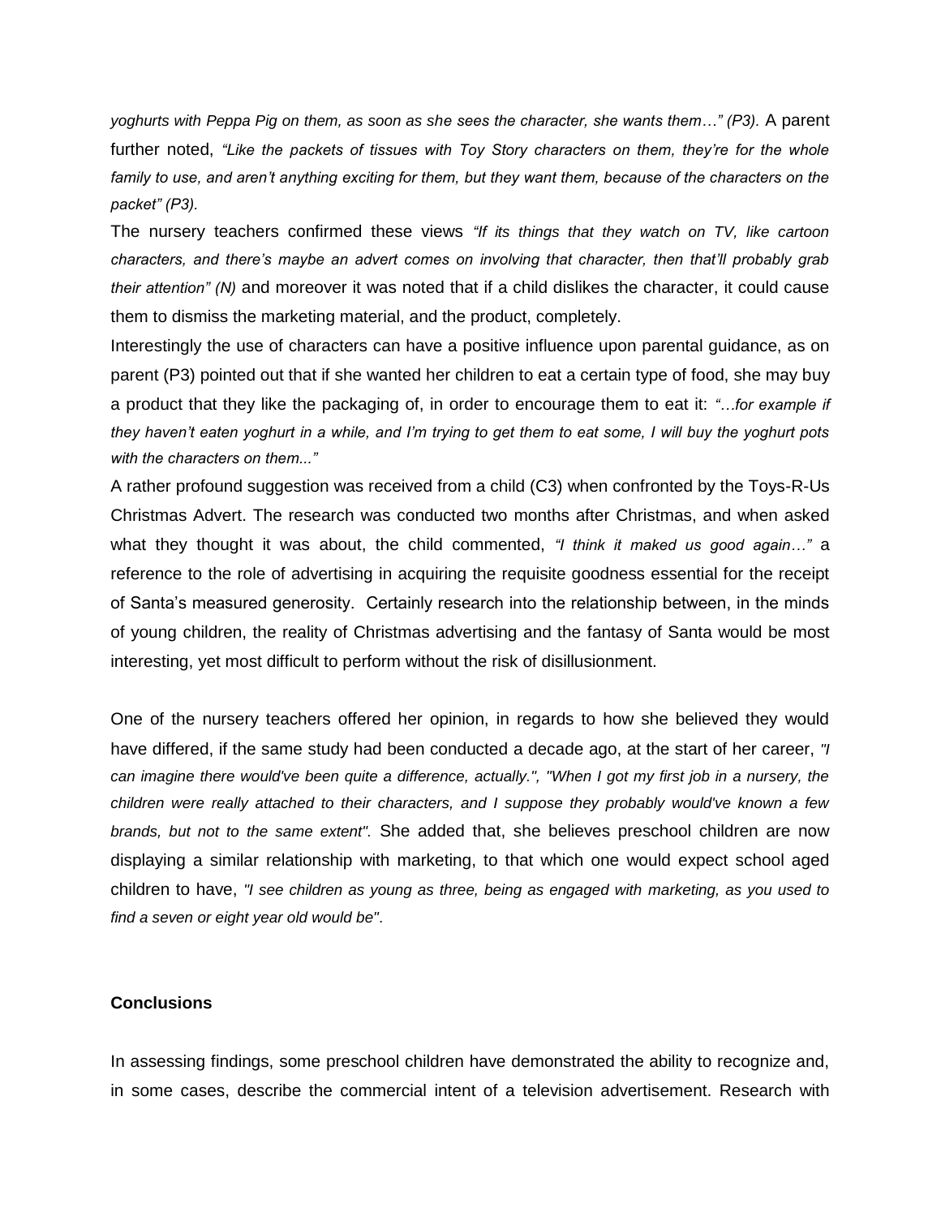*yoghurts with Peppa Pig on them, as soon as she sees the character, she wants them…" (P3).* A parent further noted, *"Like the packets of tissues with Toy Story characters on them, they're for the whole family to use, and aren't anything exciting for them, but they want them, because of the characters on the packet" (P3).*

The nursery teachers confirmed these views *"If its things that they watch on TV, like cartoon characters, and there's maybe an advert comes on involving that character, then that'll probably grab their attention" (N)* and moreover it was noted that if a child dislikes the character, it could cause them to dismiss the marketing material, and the product, completely.

Interestingly the use of characters can have a positive influence upon parental guidance, as on parent (P3) pointed out that if she wanted her children to eat a certain type of food, she may buy a product that they like the packaging of, in order to encourage them to eat it: *"…for example if they haven't eaten yoghurt in a while, and I'm trying to get them to eat some, I will buy the yoghurt pots with the characters on them..."*

A rather profound suggestion was received from a child (C3) when confronted by the Toys-R-Us Christmas Advert. The research was conducted two months after Christmas, and when asked what they thought it was about, the child commented, *"I think it maked us good again…"* a reference to the role of advertising in acquiring the requisite goodness essential for the receipt of Santa's measured generosity. Certainly research into the relationship between, in the minds of young children, the reality of Christmas advertising and the fantasy of Santa would be most interesting, yet most difficult to perform without the risk of disillusionment.

One of the nursery teachers offered her opinion, in regards to how she believed they would have differed, if the same study had been conducted a decade ago, at the start of her career, *"I can imagine there would've been quite a difference, actually.", "When I got my first job in a nursery, the children were really attached to their characters, and I suppose they probably would've known a few brands, but not to the same extent".* She added that, she believes preschool children are now displaying a similar relationship with marketing, to that which one would expect school aged children to have, *"I see children as young as three, being as engaged with marketing, as you used to find a seven or eight year old would be"*.

**Conclusions**

In assessing findings, some preschool children have demonstrated the ability to recognize and, in some cases, describe the commercial intent of a television advertisement. Research with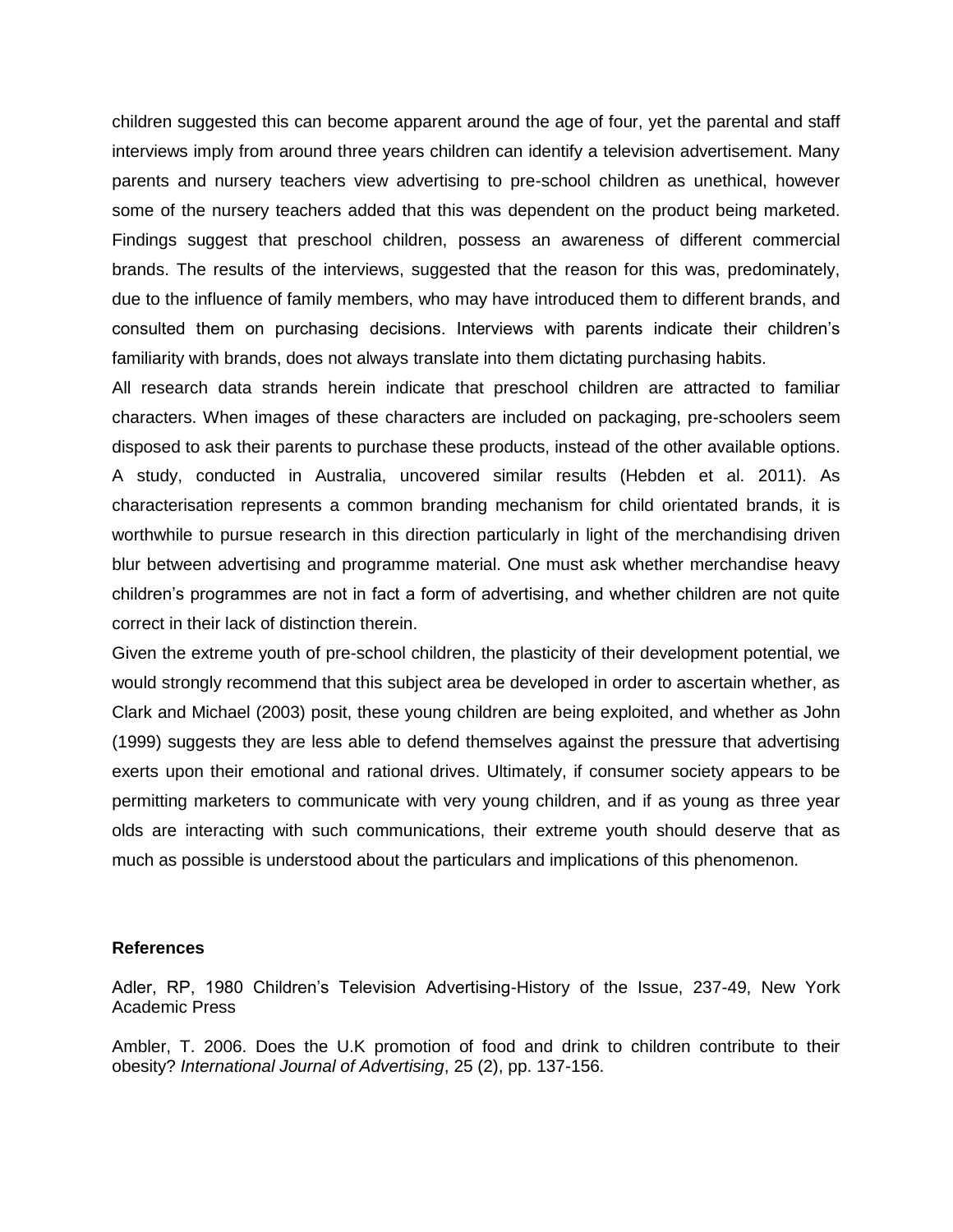children suggested this can become apparent around the age of four, yet the parental and staff interviews imply from around three years children can identify a television advertisement. Many parents and nursery teachers view advertising to pre-school children as unethical, however some of the nursery teachers added that this was dependent on the product being marketed. Findings suggest that preschool children, possess an awareness of different commercial brands. The results of the interviews, suggested that the reason for this was, predominately, due to the influence of family members, who may have introduced them to different brands, and consulted them on purchasing decisions. Interviews with parents indicate their children's familiarity with brands, does not always translate into them dictating purchasing habits.

All research data strands herein indicate that preschool children are attracted to familiar characters. When images of these characters are included on packaging, pre-schoolers seem disposed to ask their parents to purchase these products, instead of the other available options. A study, conducted in Australia, uncovered similar results (Hebden et al. 2011). As characterisation represents a common branding mechanism for child orientated brands, it is worthwhile to pursue research in this direction particularly in light of the merchandising driven blur between advertising and programme material. One must ask whether merchandise heavy children's programmes are not in fact a form of advertising, and whether children are not quite correct in their lack of distinction therein.

Given the extreme youth of pre-school children, the plasticity of their development potential, we would strongly recommend that this subject area be developed in order to ascertain whether, as Clark and Michael (2003) posit, these young children are being exploited, and whether as John (1999) suggests they are less able to defend themselves against the pressure that advertising exerts upon their emotional and rational drives. Ultimately, if consumer society appears to be permitting marketers to communicate with very young children, and if as young as three year olds are interacting with such communications, their extreme youth should deserve that as much as possible is understood about the particulars and implications of this phenomenon.

**References**

Adler, RP, 1980 Children's Television Advertising-History of the Issue, 237-49, New York Academic Press

Ambler, T. 2006. Does the U.K promotion of food and drink to children contribute to their obesity? *International Journal of Advertising*, 25 (2), pp. 137-156.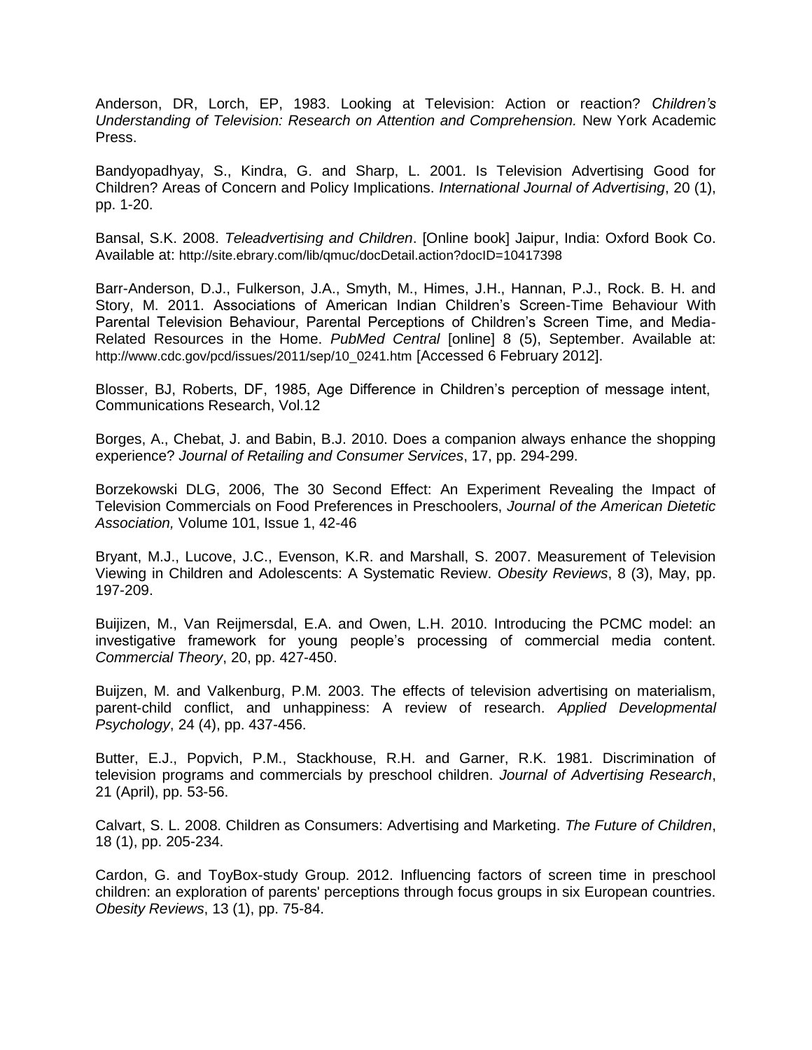Anderson, DR, Lorch, EP, 1983. Looking at Television: Action or reaction? *Children's Understanding of Television: Research on Attention and Comprehension.* New York Academic Press.

Bandyopadhyay, S., Kindra, G. and Sharp, L. 2001. Is Television Advertising Good for Children? Areas of Concern and Policy Implications. *International Journal of Advertising*, 20 (1), pp. 1-20.

Bansal, S.K. 2008. *Teleadvertising and Children*. [Online book] Jaipur, India: Oxford Book Co. Available at: http://site.ebrary.com/lib/qmuc/docDetail.action?docID=10417398

Barr-Anderson, D.J., Fulkerson, J.A., Smyth, M., Himes, J.H., Hannan, P.J., Rock. B. H. and Story, M. 2011. Associations of American Indian Children's Screen-Time Behaviour With Parental Television Behaviour, Parental Perceptions of Children's Screen Time, and Media-Related Resources in the Home. *PubMed Central* [online] 8 (5), September. Available at: http://www.cdc.gov/pcd/issues/2011/sep/10_0241.htm [Accessed 6 February 2012].

Blosser, BJ, Roberts, DF, 1985, Age Difference in Children's perception of message intent, Communications Research, Vol.12

Borges, A., Chebat, J. and Babin, B.J. 2010. Does a companion always enhance the shopping experience? *Journal of Retailing and Consumer Services*, 17, pp. 294-299.

Borzekowski DLG, 2006, The 30 Second Effect: An Experiment Revealing the Impact of Television Commercials on Food Preferences in Preschoolers, *Journal of the American Dietetic Association,* Volume 101, Issue 1, 42-46

Bryant, M.J., Lucove, J.C., Evenson, K.R. and Marshall, S. 2007. Measurement of Television Viewing in Children and Adolescents: A Systematic Review. *Obesity Reviews*, 8 (3), May, pp. 197-209.

Buijizen, M., Van Reijmersdal, E.A. and Owen, L.H. 2010. Introducing the PCMC model: an investigative framework for young people's processing of commercial media content. *Commercial Theory*, 20, pp. 427-450.

Buijzen, M. and Valkenburg, P.M. 2003. The effects of television advertising on materialism, parent-child conflict, and unhappiness: A review of research. *Applied Developmental Psychology*, 24 (4), pp. 437-456.

Butter, E.J., Popvich, P.M., Stackhouse, R.H. and Garner, R.K. 1981. Discrimination of television programs and commercials by preschool children. *Journal of Advertising Research*, 21 (April), pp. 53-56.

Calvart, S. L. 2008. Children as Consumers: Advertising and Marketing. *The Future of Children*, 18 (1), pp. 205-234.

Cardon, G. and ToyBox-study Group. 2012. Influencing factors of screen time in preschool children: an exploration of parents' perceptions through focus groups in six European countries. *Obesity Reviews*, 13 (1), pp. 75-84.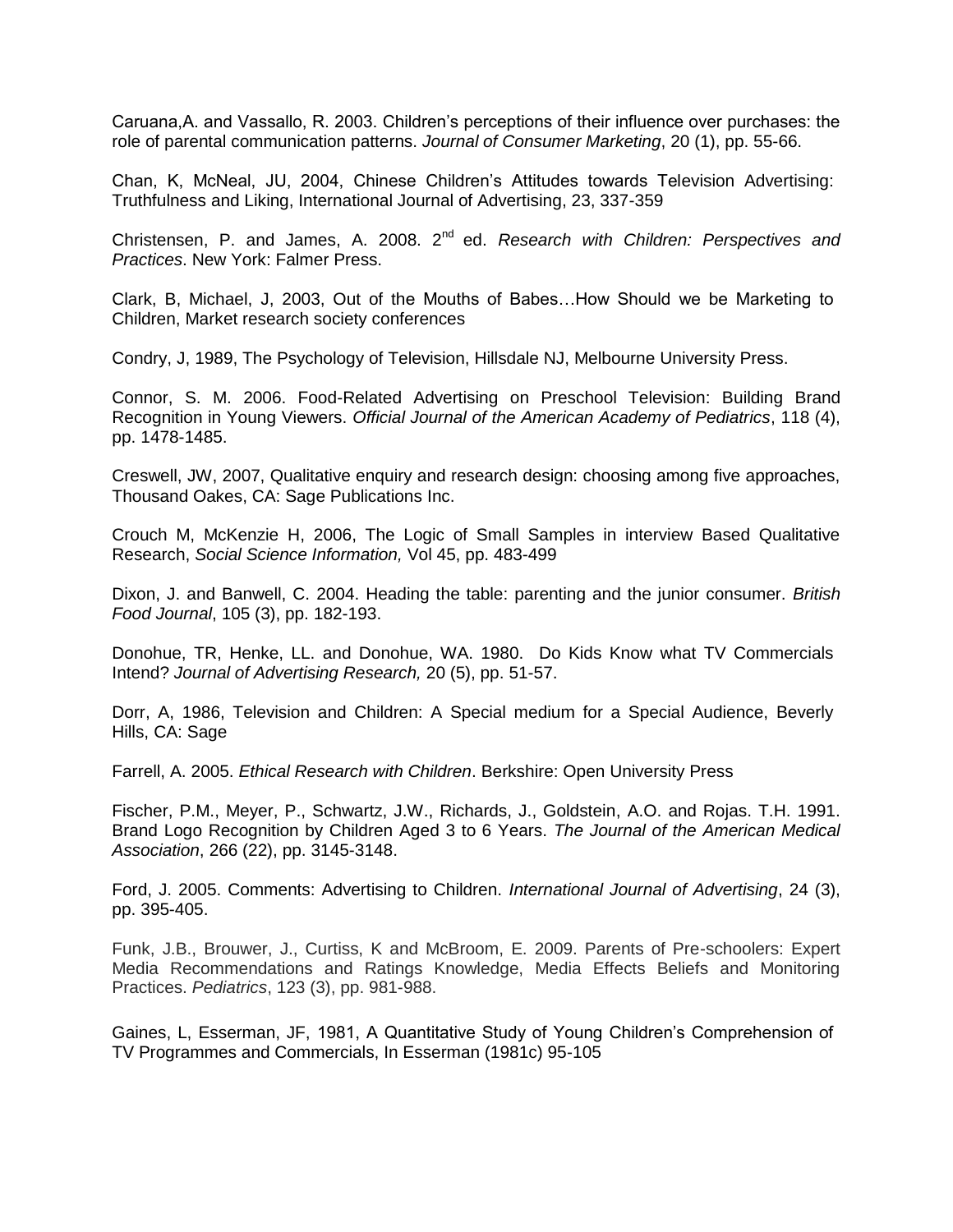Caruana,A. and Vassallo, R. 2003. Children's perceptions of their influence over purchases: the role of parental communication patterns. *Journal of Consumer Marketing*, 20 (1), pp. 55-66.

Chan, K, McNeal, JU, 2004, Chinese Children's Attitudes towards Television Advertising: Truthfulness and Liking, International Journal of Advertising, 23, 337-359

Christensen, P. and James, A. 2008. 2nd ed. *Research with Children: Perspectives and Practices*. New York: Falmer Press.

Clark, B, Michael, J, 2003, Out of the Mouths of Babes…How Should we be Marketing to Children, Market research society conferences

Condry, J, 1989, The Psychology of Television, Hillsdale NJ, Melbourne University Press.

Connor, S. M. 2006. Food-Related Advertising on Preschool Television: Building Brand Recognition in Young Viewers. *Official Journal of the American Academy of Pediatrics*, 118 (4), pp. 1478-1485.

Creswell, JW, 2007, Qualitative enquiry and research design: choosing among five approaches, Thousand Oakes, CA: Sage Publications Inc.

Crouch M, McKenzie H, 2006, The Logic of Small Samples in interview Based Qualitative Research, *Social Science Information,* Vol 45, pp. 483-499

Dixon, J. and Banwell, C. 2004. Heading the table: parenting and the junior consumer. *British Food Journal*, 105 (3), pp. 182-193.

Donohue, TR, Henke, LL. and Donohue, WA. 1980. Do Kids Know what TV Commercials Intend? *Journal of Advertising Research,* 20 (5), pp. 51-57.

Dorr, A, 1986, Television and Children: A Special medium for a Special Audience, Beverly Hills, CA: Sage

Farrell, A. 2005. *Ethical Research with Children*. Berkshire: Open University Press

Fischer, P.M., Meyer, P., Schwartz, J.W., Richards, J., Goldstein, A.O. and Rojas. T.H. 1991. Brand Logo Recognition by Children Aged 3 to 6 Years. *The Journal of the American Medical Association*, 266 (22), pp. 3145-3148.

Ford, J. 2005. Comments: Advertising to Children. *International Journal of Advertising*, 24 (3), pp. 395-405.

Funk, J.B., Brouwer, J., Curtiss, K and McBroom, E. 2009. Parents of Pre-schoolers: Expert Media Recommendations and Ratings Knowledge, Media Effects Beliefs and Monitoring Practices. *Pediatrics*, 123 (3), pp. 981-988.

Gaines, L, Esserman, JF, 1981, A Quantitative Study of Young Children's Comprehension of TV Programmes and Commercials, In Esserman (1981c) 95-105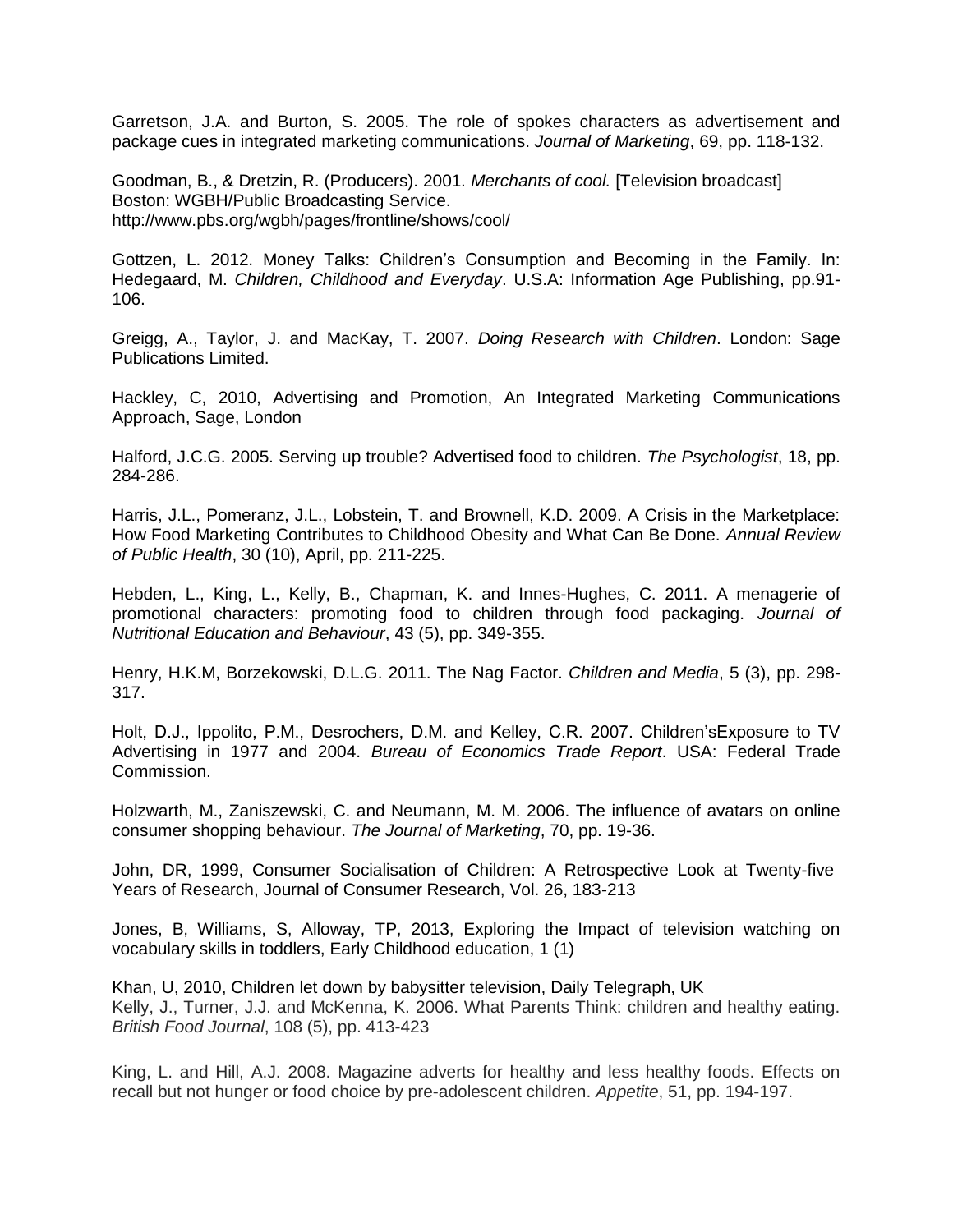Garretson, J.A. and Burton, S. 2005. The role of spokes characters as advertisement and package cues in integrated marketing communications. *Journal of Marketing*, 69, pp. 118-132.

Goodman, B., & Dretzin, R. (Producers). 2001. *Merchants of cool.* [Television broadcast] Boston: WGBH/Public Broadcasting Service. http://www.pbs.org/wgbh/pages/frontline/shows/cool/

Gottzen, L. 2012. Money Talks: Children's Consumption and Becoming in the Family. In: Hedegaard, M. *Children, Childhood and Everyday*. U.S.A: Information Age Publishing, pp.91-106.

Greigg, A., Taylor, J. and MacKay, T. 2007. *Doing Research with Children*. London: Sage Publications Limited.

Hackley, C, 2010, Advertising and Promotion, An Integrated Marketing Communications Approach, Sage, London

Halford, J.C.G. 2005. Serving up trouble? Advertised food to children. *The Psychologist*, 18, pp. 284-286.

Harris, J.L., Pomeranz, J.L., Lobstein, T. and Brownell, K.D. 2009. A Crisis in the Marketplace: How Food Marketing Contributes to Childhood Obesity and What Can Be Done. *Annual Review of Public Health*, 30 (10), April, pp. 211-225.

Hebden, L., King, L., Kelly, B., Chapman, K. and Innes-Hughes, C. 2011. A menagerie of promotional characters: promoting food to children through food packaging. *Journal of Nutritional Education and Behaviour*, 43 (5), pp. 349-355.

Henry, H.K.M, Borzekowski, D.L.G. 2011. The Nag Factor. *Children and Media*, 5 (3), pp. 298-317.

Holt, D.J., Ippolito, P.M., Desrochers, D.M. and Kelley, C.R. 2007. Children'sExposure to TV Advertising in 1977 and 2004. *Bureau of Economics Trade Report*. USA: Federal Trade Commission.

Holzwarth, M., Zaniszewski, C. and Neumann, M. M. 2006. The influence of avatars on online consumer shopping behaviour. *The Journal of Marketing*, 70, pp. 19-36.

John, DR, 1999, Consumer Socialisation of Children: A Retrospective Look at Twenty-five Years of Research, Journal of Consumer Research, Vol. 26, 183-213

Jones, B, Williams, S, Alloway, TP, 2013, Exploring the Impact of television watching on vocabulary skills in toddlers, Early Childhood education, 1 (1)

Khan, U, 2010, Children let down by babysitter television, Daily Telegraph, UK

Kelly, J., Turner, J.J. and McKenna, K. 2006. What Parents Think: children and healthy eating. *British Food Journal*, 108 (5), pp. 413-423

King, L. and Hill, A.J. 2008. Magazine adverts for healthy and less healthy foods. Effects on recall but not hunger or food choice by pre-adolescent children. *Appetite*, 51, pp. 194-197.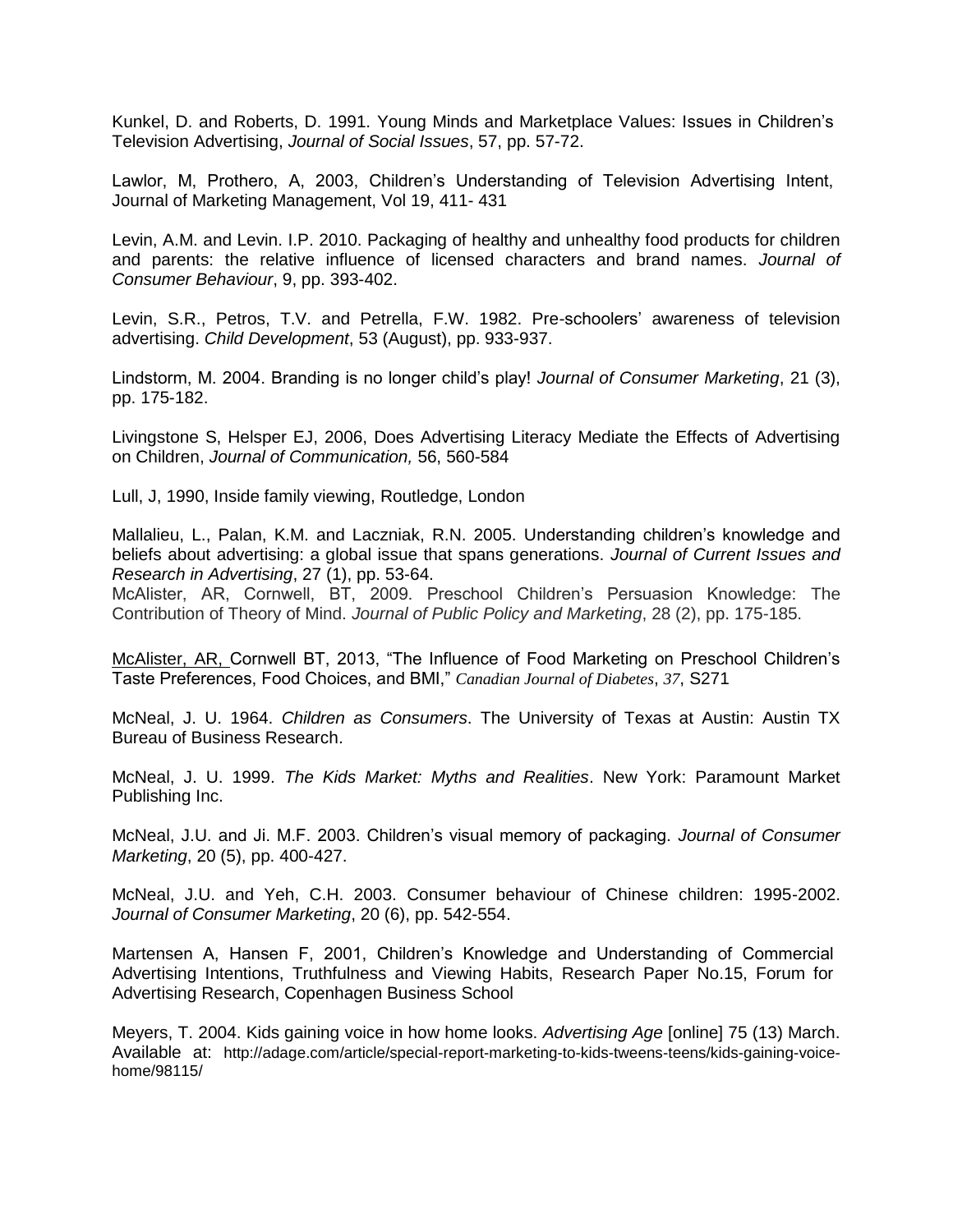Kunkel, D. and Roberts, D. 1991. Young Minds and Marketplace Values: Issues in Children's Television Advertising, *Journal of Social Issues*, 57, pp. 57-72.

Lawlor, M, Prothero, A, 2003, Children's Understanding of Television Advertising Intent, Journal of Marketing Management, Vol 19, 411- 431

Levin, A.M. and Levin. I.P. 2010. Packaging of healthy and unhealthy food products for children and parents: the relative influence of licensed characters and brand names. *Journal of Consumer Behaviour*, 9, pp. 393-402.

Levin, S.R., Petros, T.V. and Petrella, F.W. 1982. Pre-schoolers' awareness of television advertising. *Child Development*, 53 (August), pp. 933-937.

Lindstorm, M. 2004. Branding is no longer child's play! *Journal of Consumer Marketing*, 21 (3), pp. 175-182.

Livingstone S, Helsper EJ, 2006, Does Advertising Literacy Mediate the Effects of Advertising on Children, *Journal of Communication,* 56, 560-584

Lull, J, 1990, Inside family viewing, Routledge, London

Mallalieu, L., Palan, K.M. and Laczniak, R.N. 2005. Understanding children's knowledge and beliefs about advertising: a global issue that spans generations. *Journal of Current Issues and Research in Advertising*, 27 (1), pp. 53-64.

McAlister, AR, Cornwell, BT, 2009. Preschool Children's Persuasion Knowledge: The Contribution of Theory of Mind. *Journal of Public Policy and Marketing*, 28 (2), pp. 175-185.

McAlister, AR, Cornwell BT, 2013, "The Influence of Food Marketing on Preschool Children's Taste Preferences, Food Choices, and BMI," *Canadian Journal of Diabetes*, *37*, S271

McNeal, J. U. 1964. *Children as Consumers*. The University of Texas at Austin: Austin TX Bureau of Business Research.

McNeal, J. U. 1999. *The Kids Market: Myths and Realities*. New York: Paramount Market Publishing Inc.

McNeal, J.U. and Ji. M.F. 2003. Children's visual memory of packaging. *Journal of Consumer Marketing*, 20 (5), pp. 400-427.

McNeal, J.U. and Yeh, C.H. 2003. Consumer behaviour of Chinese children: 1995-2002. *Journal of Consumer Marketing*, 20 (6), pp. 542-554.

Martensen A, Hansen F, 2001, Children's Knowledge and Understanding of Commercial Advertising Intentions, Truthfulness and Viewing Habits, Research Paper No.15, Forum for Advertising Research, Copenhagen Business School

Meyers, T. 2004. Kids gaining voice in how home looks. *Advertising Age* [online] 75 (13) March. Available at: http://adage.com/article/special-report-marketing-to-kids-tweens-teens/kids-gaining-voice-home/98115/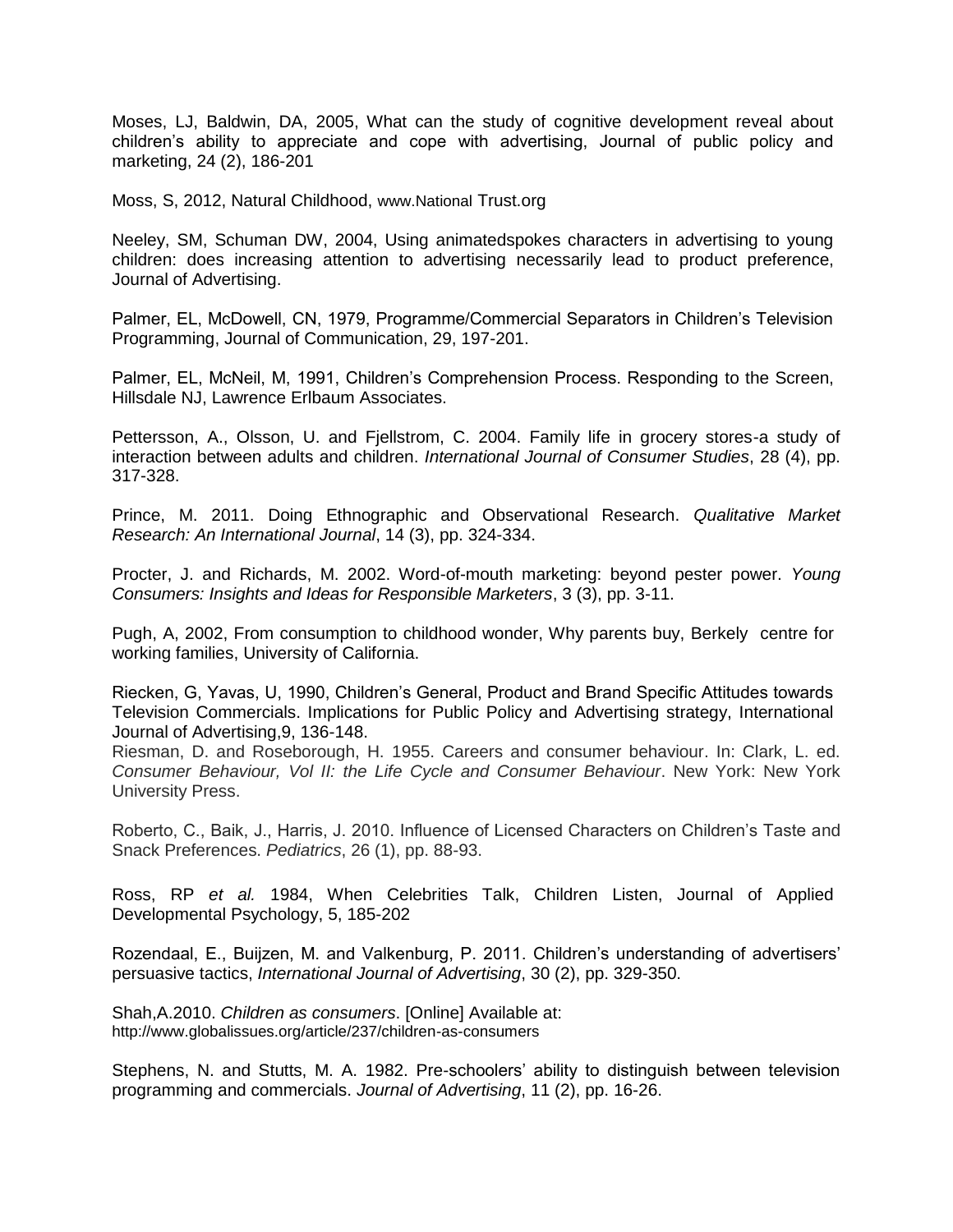Moses, LJ, Baldwin, DA, 2005, What can the study of cognitive development reveal about children's ability to appreciate and cope with advertising, Journal of public policy and marketing, 24 (2), 186-201

Moss, S, 2012, Natural Childhood, www.National Trust.org

Neeley, SM, Schuman DW, 2004, Using animatedspokes characters in advertising to young children: does increasing attention to advertising necessarily lead to product preference, Journal of Advertising.

Palmer, EL, McDowell, CN, 1979, Programme/Commercial Separators in Children's Television Programming, Journal of Communication, 29, 197-201.

Palmer, EL, McNeil, M, 1991, Children's Comprehension Process. Responding to the Screen, Hillsdale NJ, Lawrence Erlbaum Associates.

Pettersson, A., Olsson, U. and Fjellstrom, C. 2004. Family life in grocery stores-a study of interaction between adults and children. *International Journal of Consumer Studies*, 28 (4), pp. 317-328.

Prince, M. 2011. Doing Ethnographic and Observational Research. *Qualitative Market Research: An International Journal*, 14 (3), pp. 324-334.

Procter, J. and Richards, M. 2002. Word-of-mouth marketing: beyond pester power. *Young Consumers: Insights and Ideas for Responsible Marketers*, 3 (3), pp. 3-11.

Pugh, A, 2002, From consumption to childhood wonder, Why parents buy, Berkely centre for working families, University of California.

Riecken, G, Yavas, U, 1990, Children's General, Product and Brand Specific Attitudes towards Television Commercials. Implications for Public Policy and Advertising strategy, International Journal of Advertising,9, 136-148.

Riesman, D. and Roseborough, H. 1955. Careers and consumer behaviour. In: Clark, L. ed. *Consumer Behaviour, Vol II: the Life Cycle and Consumer Behaviour*. New York: New York University Press.

Roberto, C., Baik, J., Harris, J. 2010. Influence of Licensed Characters on Children's Taste and Snack Preferences. *Pediatrics*, 26 (1), pp. 88-93.

Ross, RP *et al.* 1984, When Celebrities Talk, Children Listen, Journal of Applied Developmental Psychology, 5, 185-202

Rozendaal, E., Buijzen, M. and Valkenburg, P. 2011. Children's understanding of advertisers' persuasive tactics, *International Journal of Advertising*, 30 (2), pp. 329-350.

Shah,A.2010. *Children as consumers*. [Online] Available at: http://www.globalissues.org/article/237/children-as-consumers

Stephens, N. and Stutts, M. A. 1982. Pre-schoolers' ability to distinguish between television programming and commercials. *Journal of Advertising*, 11 (2), pp. 16-26.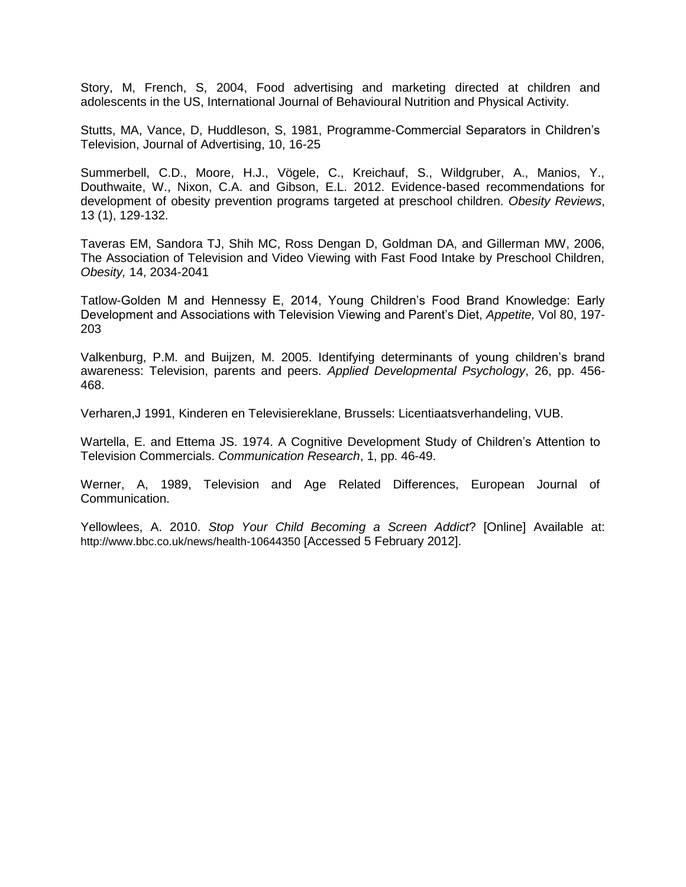Story, M, French, S, 2004, Food advertising and marketing directed at children and adolescents in the US, International Journal of Behavioural Nutrition and Physical Activity.

Stutts, MA, Vance, D, Huddleson, S, 1981, Programme-Commercial Separators in Children's Television, Journal of Advertising, 10, 16-25

Summerbell, C.D., Moore, H.J., Vögele, C., Kreichauf, S., Wildgruber, A., Manios, Y., Douthwaite, W., Nixon, C.A. and Gibson, E.L. 2012. Evidence-based recommendations for development of obesity prevention programs targeted at preschool children. *Obesity Reviews*, 13 (1), 129-132.

Taveras EM, Sandora TJ, Shih MC, Ross Dengan D, Goldman DA, and Gillerman MW, 2006, The Association of Television and Video Viewing with Fast Food Intake by Preschool Children, *Obesity,* 14, 2034-2041

Tatlow-Golden M and Hennessy E, 2014, Young Children's Food Brand Knowledge: Early Development and Associations with Television Viewing and Parent's Diet, *Appetite,* Vol 80, 197-203

Valkenburg, P.M. and Buijzen, M. 2005. Identifying determinants of young children's brand awareness: Television, parents and peers. *Applied Developmental Psychology*, 26, pp. 456-468.

Verharen,J 1991, Kinderen en Televisiereklane, Brussels: Licentiaatsverhandeling, VUB.

Wartella, E. and Ettema JS. 1974. A Cognitive Development Study of Children's Attention to Television Commercials. *Communication Research*, 1, pp. 46-49.

Werner, A, 1989, Television and Age Related Differences, European Journal of Communication.

Yellowlees, A. 2010. *Stop Your Child Becoming a Screen Addict*? [Online] Available at: http://www.bbc.co.uk/news/health-10644350 [Accessed 5 February 2012].